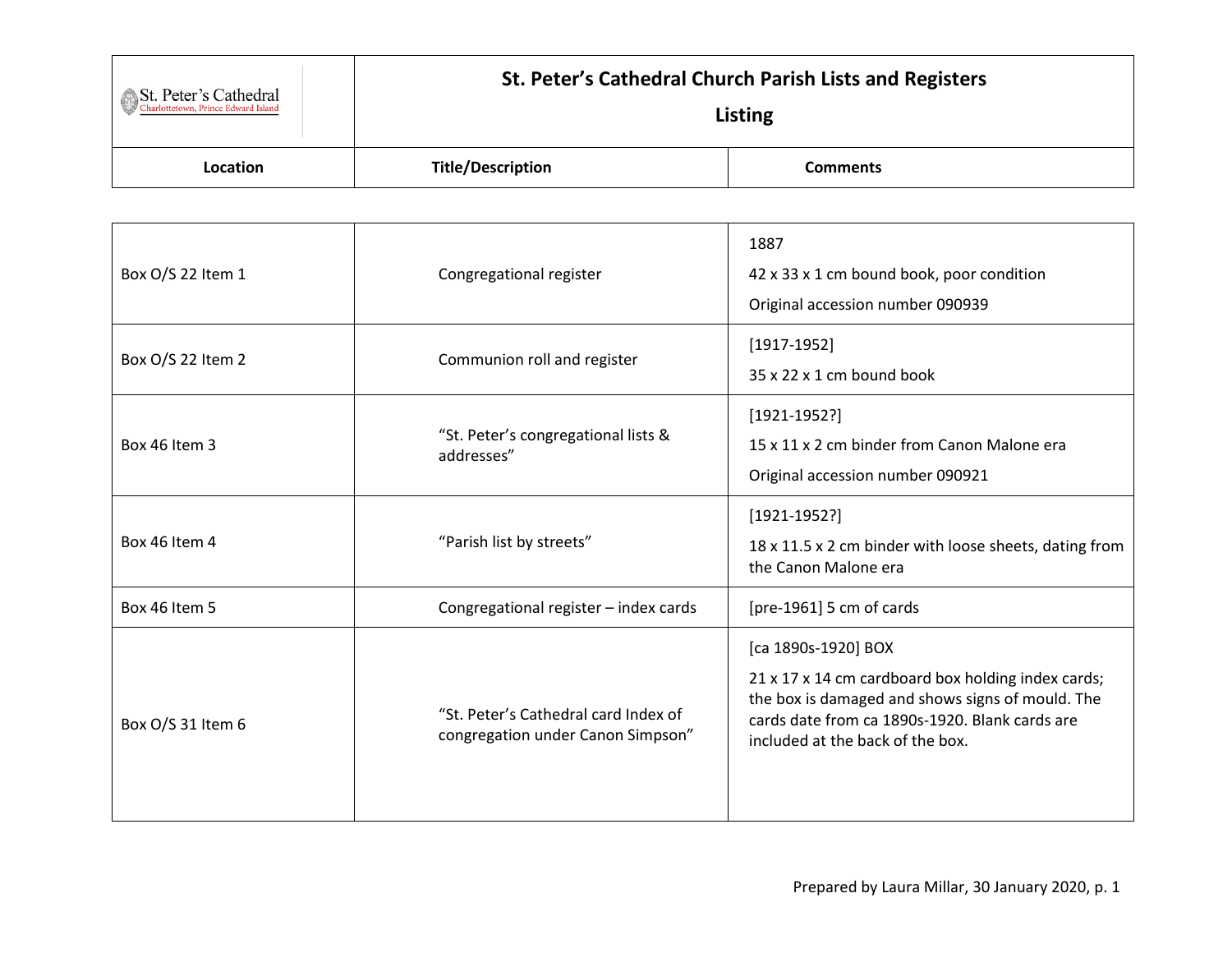St. Peter's Cathedral
Charlottetown, Prince Edward Island

# St. Peter's Cathedral Church Parish Lists and Registers

## Listing

| Location | Title/Description | Comments |
| --- | --- | --- |
| Box O/S 22 Item 1 | Congregational register | 1887<br>42 x 33 x 1 cm bound book, poor condition<br>Original accession number 090939 |
| Box O/S 22 Item 2 | Communion roll and register | [1917-1952]<br>35 x 22 x 1 cm bound book |
| Box 46 Item 3 | "St. Peter's congregational lists & addresses" | [1921-1952?]<br>15 x 11 x 2 cm binder from Canon Malone era<br>Original accession number 090921 |
| Box 46 Item 4 | "Parish list by streets" | [1921-1952?]<br>18 x 11.5 x 2 cm binder with loose sheets, dating from the Canon Malone era |
| Box 46 Item 5 | Congregational register – index cards | [pre-1961] 5 cm of cards |
| Box O/S 31 Item 6 | "St. Peter's Cathedral card Index of congregation under Canon Simpson" | [ca 1890s-1920] BOX<br>21 x 17 x 14 cm cardboard box holding index cards; the box is damaged and shows signs of mould. The cards date from ca 1890s-1920. Blank cards are included at the back of the box. |

Prepared by Laura Millar, 30 January 2020, p. 1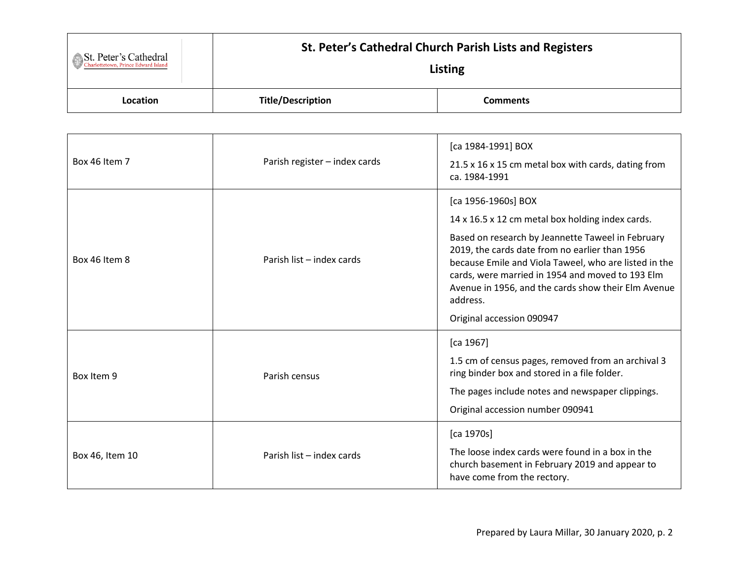# St. Peter's Cathedral Church Parish Lists and Registers

## Listing

| Location | Title/Description | Comments |
| --- | --- | --- |
| Box 46 Item 7 | Parish register – index cards | [ca 1984-1991] BOX<br>21.5 x 16 x 15 cm metal box with cards, dating from ca. 1984-1991 |
| Box 46 Item 8 | Parish list – index cards | [ca 1956-1960s] BOX<br>14 x 16.5 x 12 cm metal box holding index cards.<br>Based on research by Jeannette Taweel in February 2019, the cards date from no earlier than 1956 because Emile and Viola Taweel, who are listed in the cards, were married in 1954 and moved to 193 Elm Avenue in 1956, and the cards show their Elm Avenue address.<br>Original accession 090947 |
| Box Item 9 | Parish census | [ca 1967]<br>1.5 cm of census pages, removed from an archival 3 ring binder box and stored in a file folder.<br>The pages include notes and newspaper clippings.<br>Original accession number 090941 |
| Box 46, Item 10 | Parish list – index cards | [ca 1970s]<br>The loose index cards were found in a box in the church basement in February 2019 and appear to have come from the rectory. |

Prepared by Laura Millar, 30 January 2020, p. 2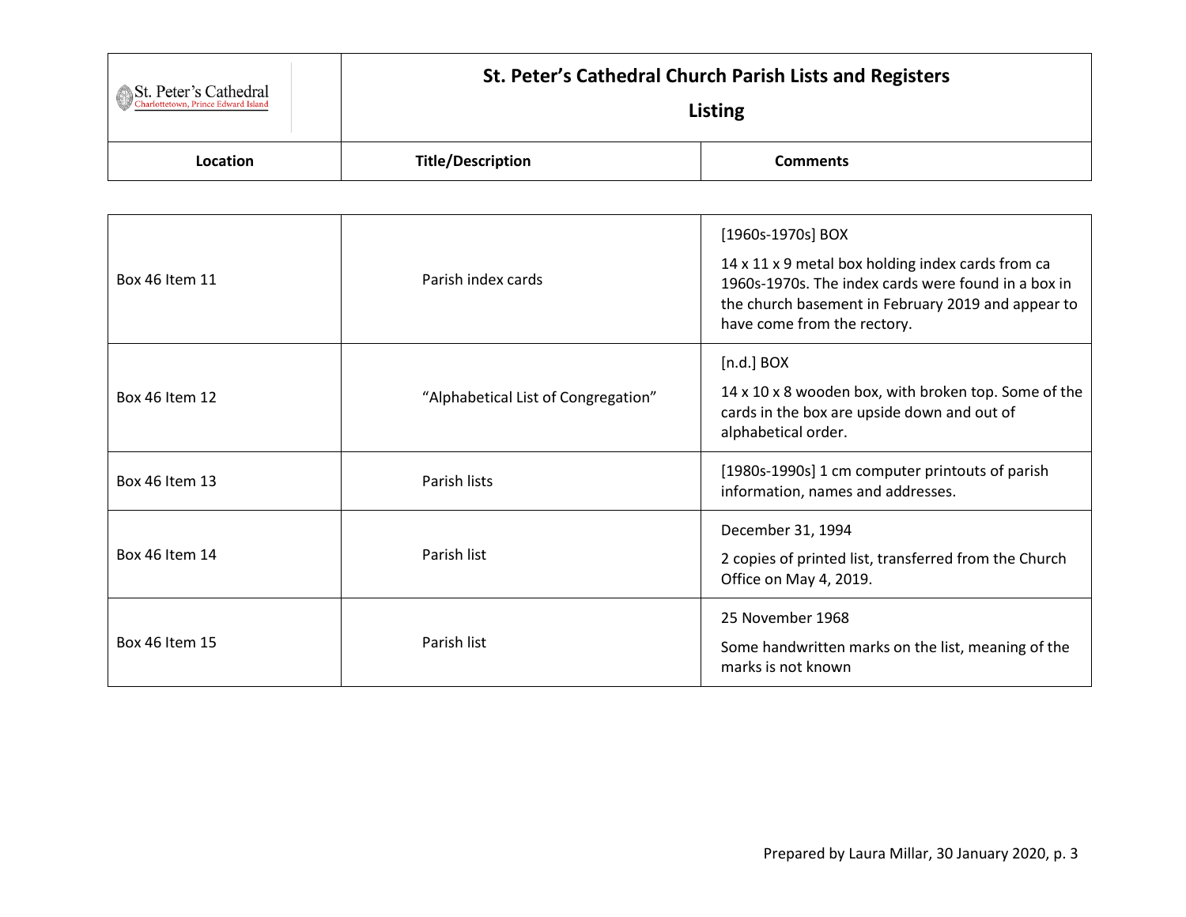# St. Peter's Cathedral Church Parish Lists and Registers

## Listing

| Location | Title/Description | Comments |
|---|---|---|
| Box 46 Item 11 | Parish index cards | [1960s-1970s] BOX<br><br>14 x 11 x 9 metal box holding index cards from ca 1960s-1970s. The index cards were found in a box in the church basement in February 2019 and appear to have come from the rectory. |
| Box 46 Item 12 | "Alphabetical List of Congregation" | [n.d.] BOX<br><br>14 x 10 x 8 wooden box, with broken top. Some of the cards in the box are upside down and out of alphabetical order. |
| Box 46 Item 13 | Parish lists | [1980s-1990s] 1 cm computer printouts of parish information, names and addresses. |
| Box 46 Item 14 | Parish list | December 31, 1994<br><br>2 copies of printed list, transferred from the Church Office on May 4, 2019. |
| Box 46 Item 15 | Parish list | 25 November 1968<br><br>Some handwritten marks on the list, meaning of the marks is not known |

Prepared by Laura Millar, 30 January 2020, p. 3